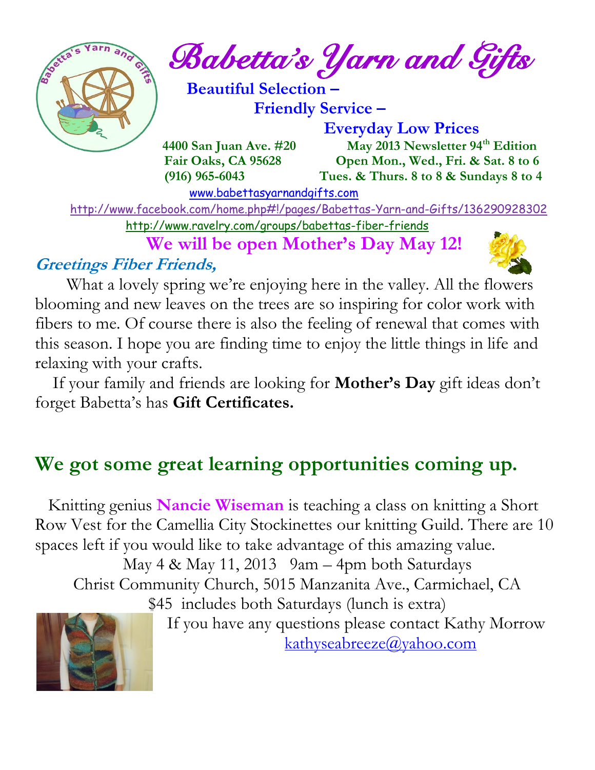# Babetta's Yarn and Gifts

**Beautiful Selection –**
**Friendly Service –**
**Everyday Low Prices**

**4400 San Juan Ave. #20**
**Fair Oaks, CA 95628**
**(916) 965-6043**

**May 2013 Newsletter 94th Edition**
**Open Mon., Wed., Fri. & Sat. 8 to 6**
**Tues. & Thurs. 8 to 8 & Sundays 8 to 4**

www.babettasyarnandgifts.com

http://www.facebook.com/home.php#!/pages/Babettas-Yarn-and-Gifts/136290928302

http://www.ravelry.com/groups/babettas-fiber-friends

## We will be open Mother's Day May 12!

***Greetings Fiber Friends,***

What a lovely spring we're enjoying here in the valley. All the flowers blooming and new leaves on the trees are so inspiring for color work with fibers to me. Of course there is also the feeling of renewal that comes with this season. I hope you are finding time to enjoy the little things in life and relaxing with your crafts.

If your family and friends are looking for **Mother's Day** gift ideas don't forget Babetta's has **Gift Certificates.**

## We got some great learning opportunities coming up.

Knitting genius **Nancie Wiseman** is teaching a class on knitting a Short Row Vest for the Camellia City Stockinettes our knitting Guild. There are 10 spaces left if you would like to take advantage of this amazing value.

May 4 & May 11, 2013 9am – 4pm both Saturdays
Christ Community Church, 5015 Manzanita Ave., Carmichael, CA
$45 includes both Saturdays (lunch is extra)

If you have any questions please contact Kathy Morrow
kathyseabreeze@yahoo.com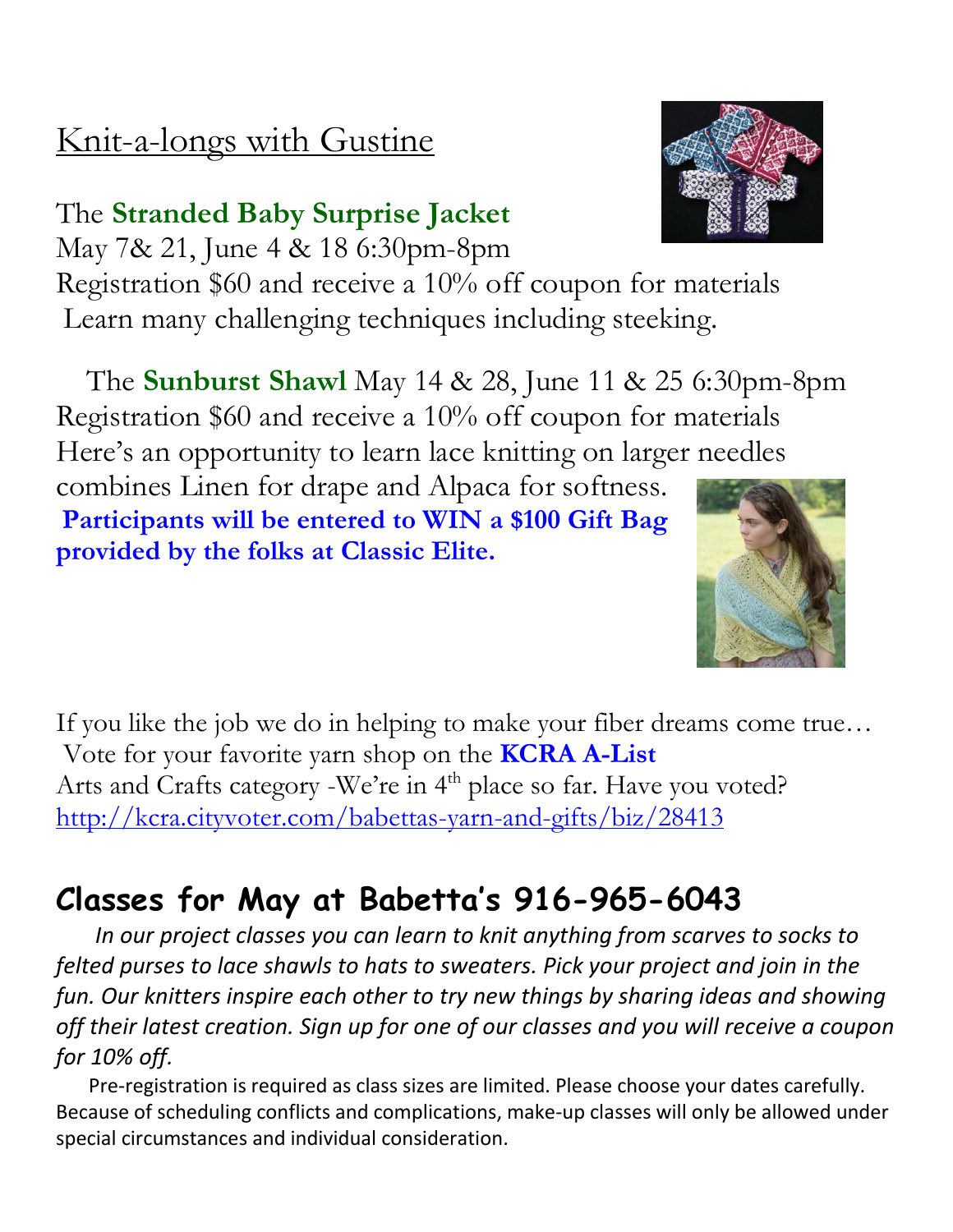## Knit-a-longs with Gustine

The **Stranded Baby Surprise Jacket**
May 7& 21, June 4 & 18 6:30pm-8pm
Registration $60 and receive a 10% off coupon for materials
Learn many challenging techniques including steeking.

The **Sunburst Shawl** May 14 & 28, June 11 & 25 6:30pm-8pm
Registration $60 and receive a 10% off coupon for materials
Here's an opportunity to learn lace knitting on larger needles combines Linen for drape and Alpaca for softness.
**Participants will be entered to WIN a $100 Gift Bag provided by the folks at Classic Elite.**

If you like the job we do in helping to make your fiber dreams come true…
Vote for your favorite yarn shop on the **KCRA A-List**
Arts and Crafts category -We're in 4th place so far. Have you voted?
http://kcra.cityvoter.com/babettas-yarn-and-gifts/biz/28413

## Classes for May at Babetta's 916-965-6043

*In our project classes you can learn to knit anything from scarves to socks to felted purses to lace shawls to hats to sweaters. Pick your project and join in the fun. Our knitters inspire each other to try new things by sharing ideas and showing off their latest creation. Sign up for one of our classes and you will receive a coupon for 10% off.*

Pre-registration is required as class sizes are limited. Please choose your dates carefully. Because of scheduling conflicts and complications, make-up classes will only be allowed under special circumstances and individual consideration.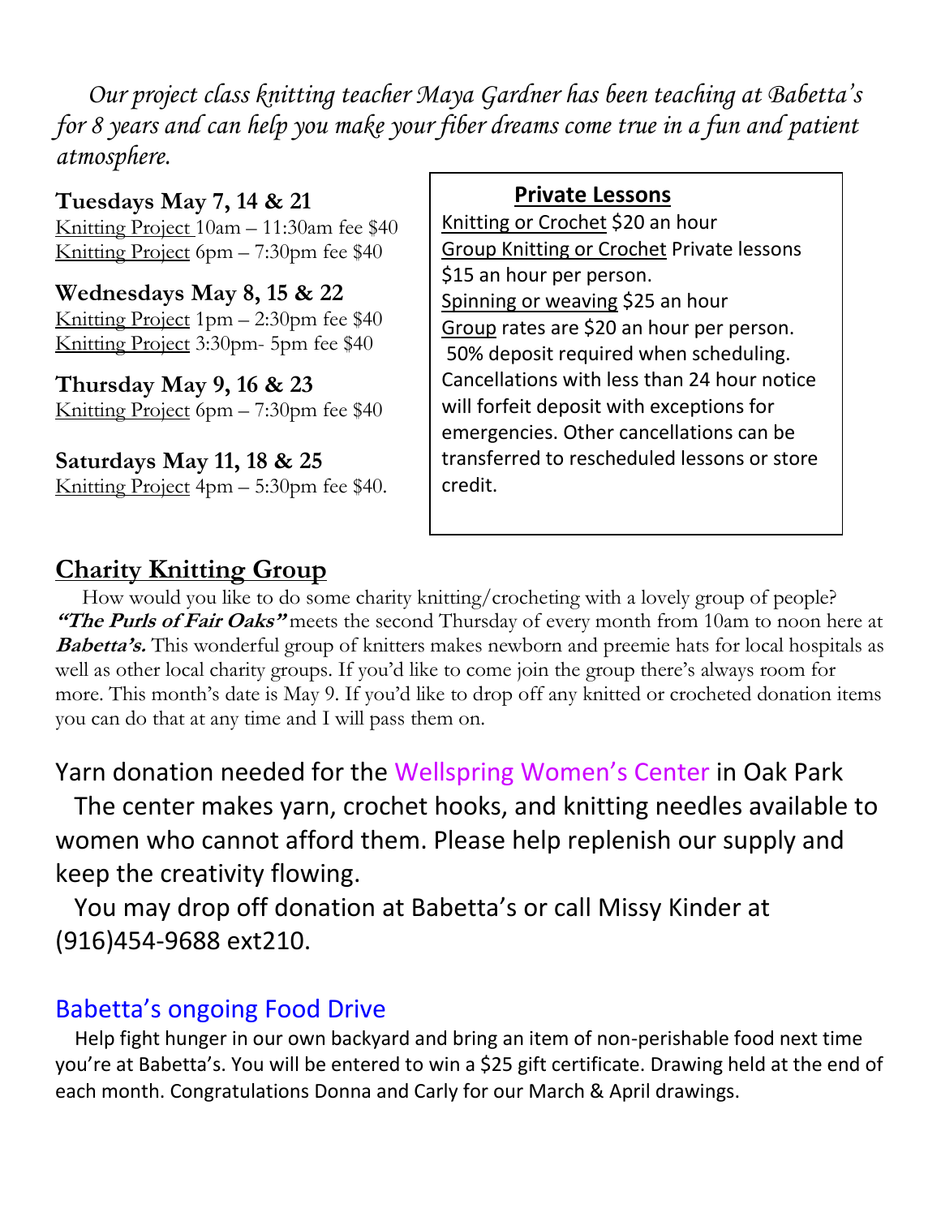*Our project class knitting teacher Maya Gardner has been teaching at Babetta's for 8 years and can help you make your fiber dreams come true in a fun and patient atmosphere.*

**Tuesdays May 7, 14 & 21**
Knitting Project 10am – 11:30am fee $40
Knitting Project 6pm – 7:30pm fee $40

**Wednesdays May 8, 15 & 22**
Knitting Project 1pm – 2:30pm fee $40
Knitting Project 3:30pm- 5pm fee $40

**Thursday May 9, 16 & 23**
Knitting Project 6pm – 7:30pm fee $40

**Saturdays May 11, 18 & 25**
Knitting Project 4pm – 5:30pm fee $40.

**Private Lessons**

Knitting or Crochet $20 an hour
Group Knitting or Crochet Private lessons $15 an hour per person.
Spinning or weaving $25 an hour
Group rates are $20 an hour per person.
50% deposit required when scheduling. Cancellations with less than 24 hour notice will forfeit deposit with exceptions for emergencies. Other cancellations can be transferred to rescheduled lessons or store credit.

## Charity Knitting Group

How would you like to do some charity knitting/crocheting with a lovely group of people? ***"The Purls of Fair Oaks"*** meets the second Thursday of every month from 10am to noon here at ***Babetta's.*** This wonderful group of knitters makes newborn and preemie hats for local hospitals as well as other local charity groups. If you'd like to come join the group there's always room for more. This month's date is May 9. If you'd like to drop off any knitted or crocheted donation items you can do that at any time and I will pass them on.

## Yarn donation needed for the Wellspring Women's Center in Oak Park

The center makes yarn, crochet hooks, and knitting needles available to women who cannot afford them. Please help replenish our supply and keep the creativity flowing.

You may drop off donation at Babetta's or call Missy Kinder at (916)454-9688 ext210.

## Babetta's ongoing Food Drive

Help fight hunger in our own backyard and bring an item of non-perishable food next time you're at Babetta's. You will be entered to win a $25 gift certificate. Drawing held at the end of each month. Congratulations Donna and Carly for our March & April drawings.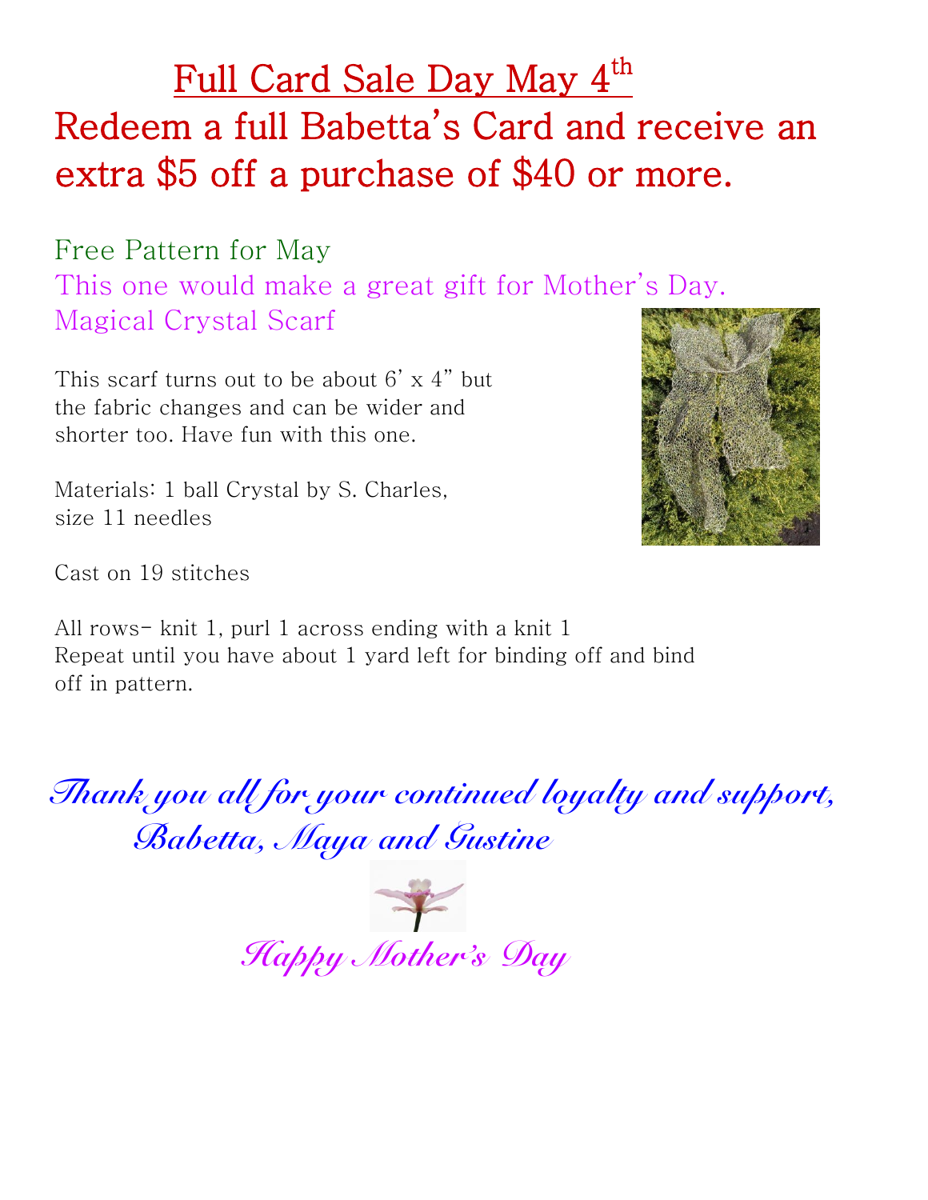# Full Card Sale Day May 4th

## Redeem a full Babetta's Card and receive an extra $5 off a purchase of $40 or more.

### Free Pattern for May

This one would make a great gift for Mother's Day.

### Magical Crystal Scarf

This scarf turns out to be about 6' x 4" but the fabric changes and can be wider and shorter too. Have fun with this one.

Materials: 1 ball Crystal by S. Charles, size 11 needles

Cast on 19 stitches

All rows- knit 1, purl 1 across ending with a knit 1
Repeat until you have about 1 yard left for binding off and bind off in pattern.

*Thank you all for your continued loyalty and support,*
*Babetta, Maya and Gustine*

*Happy Mother's Day*